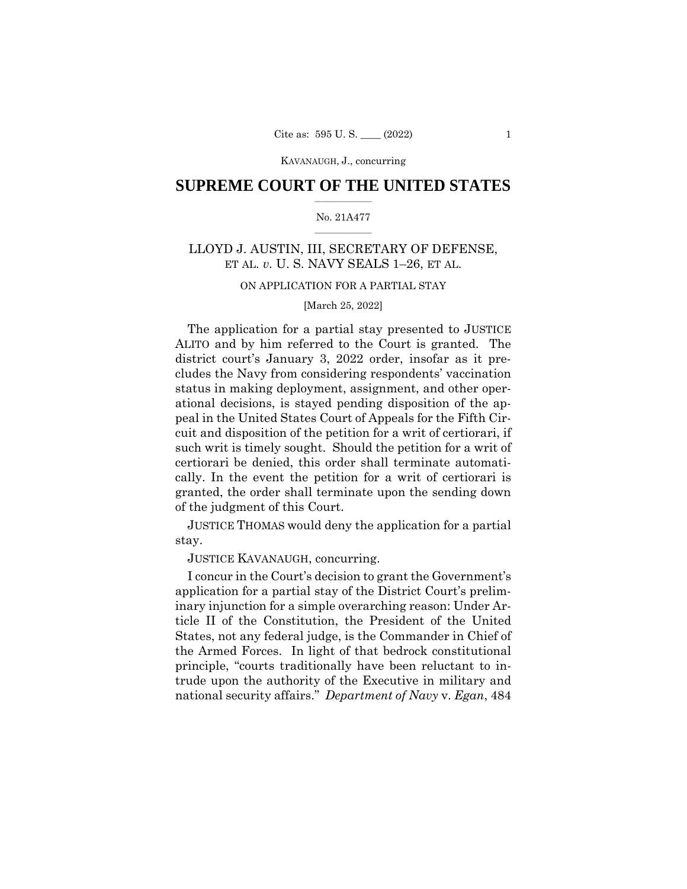# SUPREME COURT OF THE UNITED STATES

No. 21A477

LLOYD J. AUSTIN, III, SECRETARY OF DEFENSE, ET AL. *v.* U. S. NAVY SEALS 1–26, ET AL.

ON APPLICATION FOR A PARTIAL STAY

[March 25, 2022]

The application for a partial stay presented to JUSTICE ALITO and by him referred to the Court is granted. The district court's January 3, 2022 order, insofar as it precludes the Navy from considering respondents' vaccination status in making deployment, assignment, and other operational decisions, is stayed pending disposition of the appeal in the United States Court of Appeals for the Fifth Circuit and disposition of the petition for a writ of certiorari, if such writ is timely sought. Should the petition for a writ of certiorari be denied, this order shall terminate automatically. In the event the petition for a writ of certiorari is granted, the order shall terminate upon the sending down of the judgment of this Court.

JUSTICE THOMAS would deny the application for a partial stay.

JUSTICE KAVANAUGH, concurring.

I concur in the Court's decision to grant the Government's application for a partial stay of the District Court's preliminary injunction for a simple overarching reason: Under Article II of the Constitution, the President of the United States, not any federal judge, is the Commander in Chief of the Armed Forces. In light of that bedrock constitutional principle, "courts traditionally have been reluctant to intrude upon the authority of the Executive in military and national security affairs." *Department of Navy* v. *Egan*, 484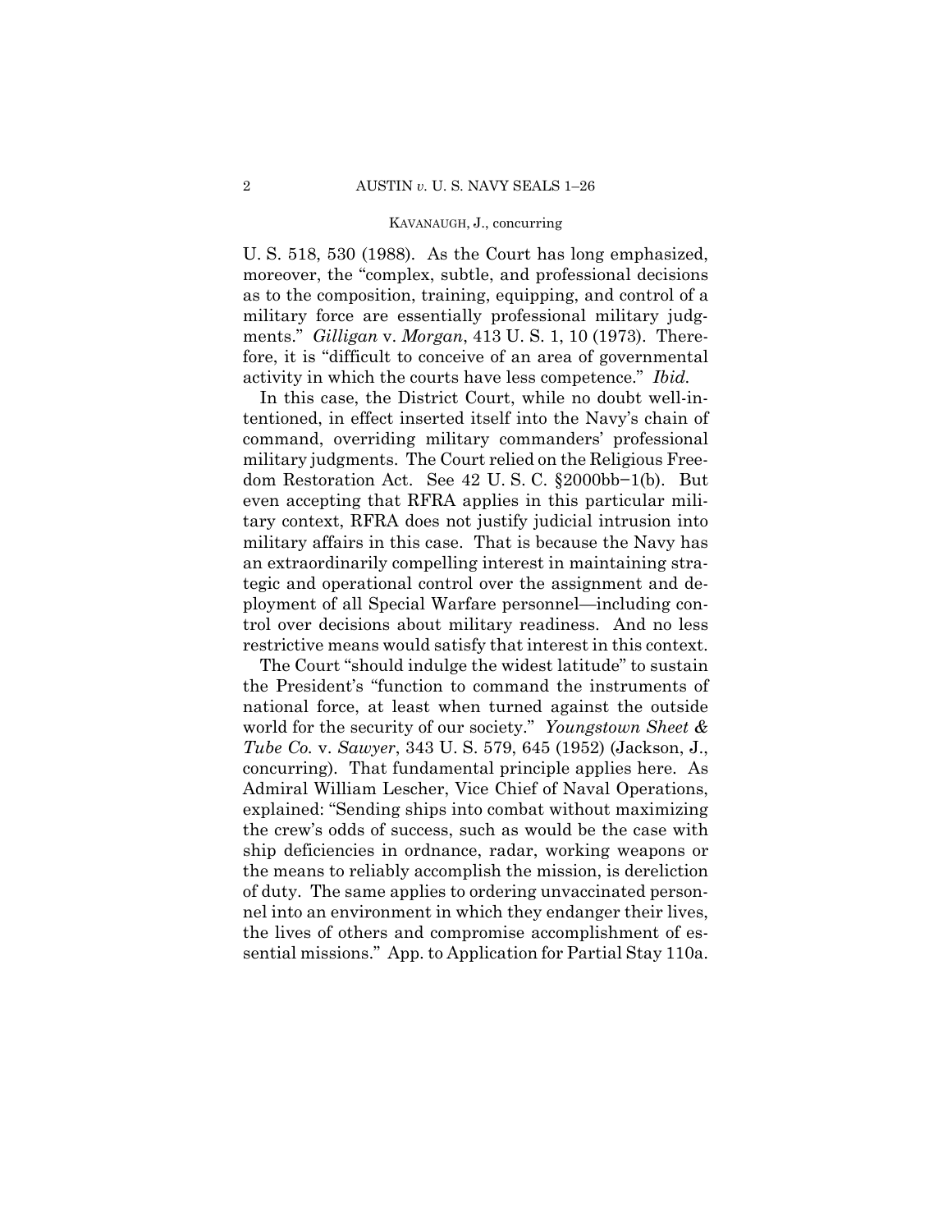U. S. 518, 530 (1988). As the Court has long emphasized, moreover, the "complex, subtle, and professional decisions as to the composition, training, equipping, and control of a military force are essentially professional military judgments." *Gilligan* v. *Morgan*, 413 U. S. 1, 10 (1973). Therefore, it is "difficult to conceive of an area of governmental activity in which the courts have less competence." *Ibid.*

In this case, the District Court, while no doubt well-intentioned, in effect inserted itself into the Navy's chain of command, overriding military commanders' professional military judgments. The Court relied on the Religious Freedom Restoration Act. See 42 U. S. C. §2000bb−1(b). But even accepting that RFRA applies in this particular military context, RFRA does not justify judicial intrusion into military affairs in this case. That is because the Navy has an extraordinarily compelling interest in maintaining strategic and operational control over the assignment and deployment of all Special Warfare personnel—including control over decisions about military readiness. And no less restrictive means would satisfy that interest in this context.

The Court "should indulge the widest latitude" to sustain the President's "function to command the instruments of national force, at least when turned against the outside world for the security of our society." *Youngstown Sheet & Tube Co.* v. *Sawyer*, 343 U. S. 579, 645 (1952) (Jackson, J., concurring). That fundamental principle applies here. As Admiral William Lescher, Vice Chief of Naval Operations, explained: "Sending ships into combat without maximizing the crew's odds of success, such as would be the case with ship deficiencies in ordnance, radar, working weapons or the means to reliably accomplish the mission, is dereliction of duty. The same applies to ordering unvaccinated personnel into an environment in which they endanger their lives, the lives of others and compromise accomplishment of essential missions." App. to Application for Partial Stay 110a.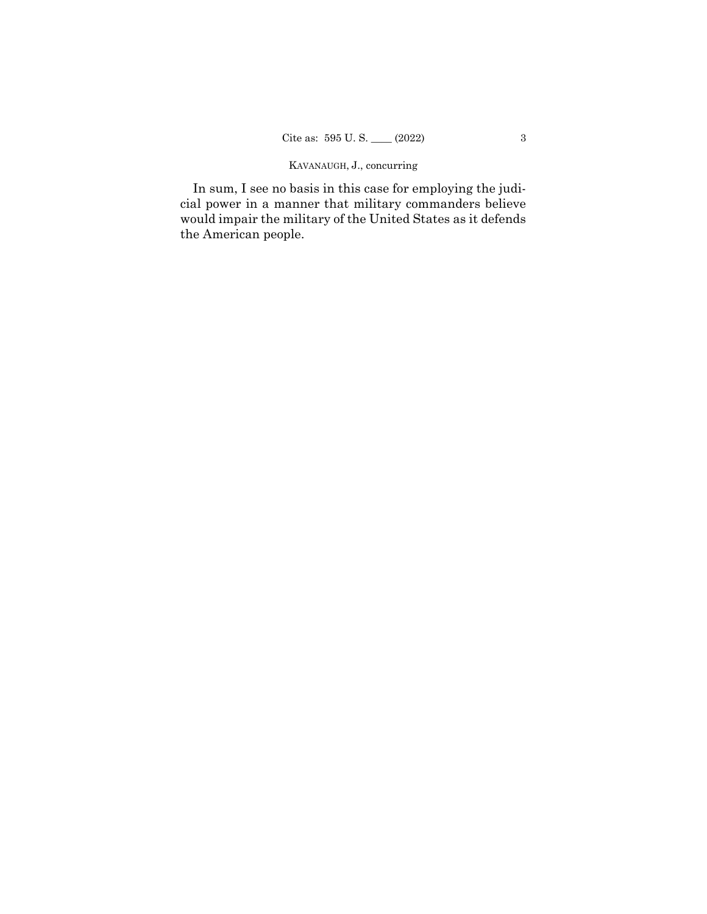In sum, I see no basis in this case for employing the judicial power in a manner that military commanders believe would impair the military of the United States as it defends the American people.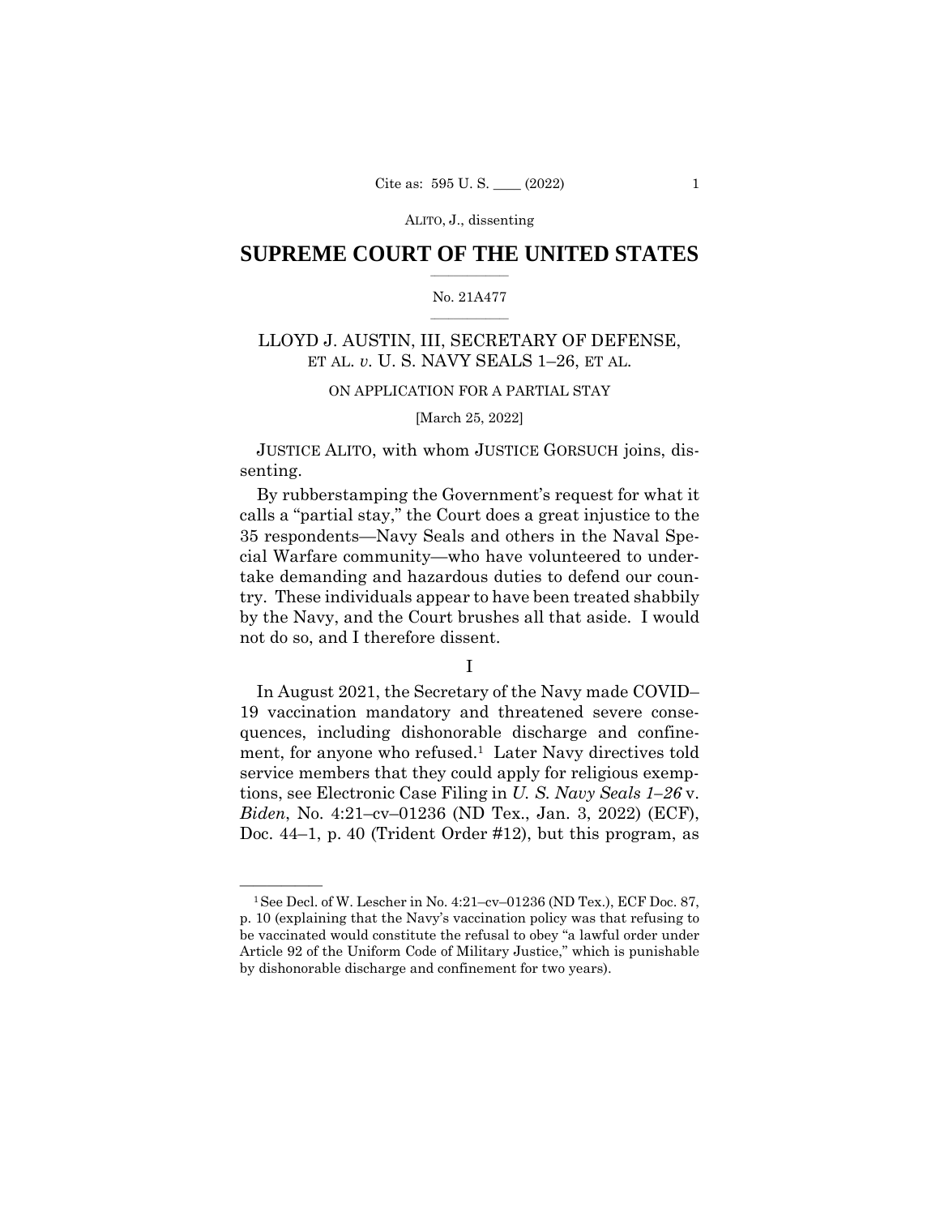# SUPREME COURT OF THE UNITED STATES

No. 21A477

LLOYD J. AUSTIN, III, SECRETARY OF DEFENSE, ET AL. *v.* U. S. NAVY SEALS 1–26, ET AL.

ON APPLICATION FOR A PARTIAL STAY

[March 25, 2022]

JUSTICE ALITO, with whom JUSTICE GORSUCH joins, dissenting.

By rubberstamping the Government's request for what it calls a "partial stay," the Court does a great injustice to the 35 respondents—Navy Seals and others in the Naval Special Warfare community—who have volunteered to undertake demanding and hazardous duties to defend our country. These individuals appear to have been treated shabbily by the Navy, and the Court brushes all that aside. I would not do so, and I therefore dissent.

I

In August 2021, the Secretary of the Navy made COVID–19 vaccination mandatory and threatened severe consequences, including dishonorable discharge and confinement, for anyone who refused.[1] Later Navy directives told service members that they could apply for religious exemptions, see Electronic Case Filing in *U. S. Navy Seals 1–26* v. *Biden*, No. 4:21–cv–01236 (ND Tex., Jan. 3, 2022) (ECF), Doc. 44–1, p. 40 (Trident Order #12), but this program, as

---

[1] See Decl. of W. Lescher in No. 4:21–cv–01236 (ND Tex.), ECF Doc. 87, p. 10 (explaining that the Navy's vaccination policy was that refusing to be vaccinated would constitute the refusal to obey "a lawful order under Article 92 of the Uniform Code of Military Justice," which is punishable by dishonorable discharge and confinement for two years).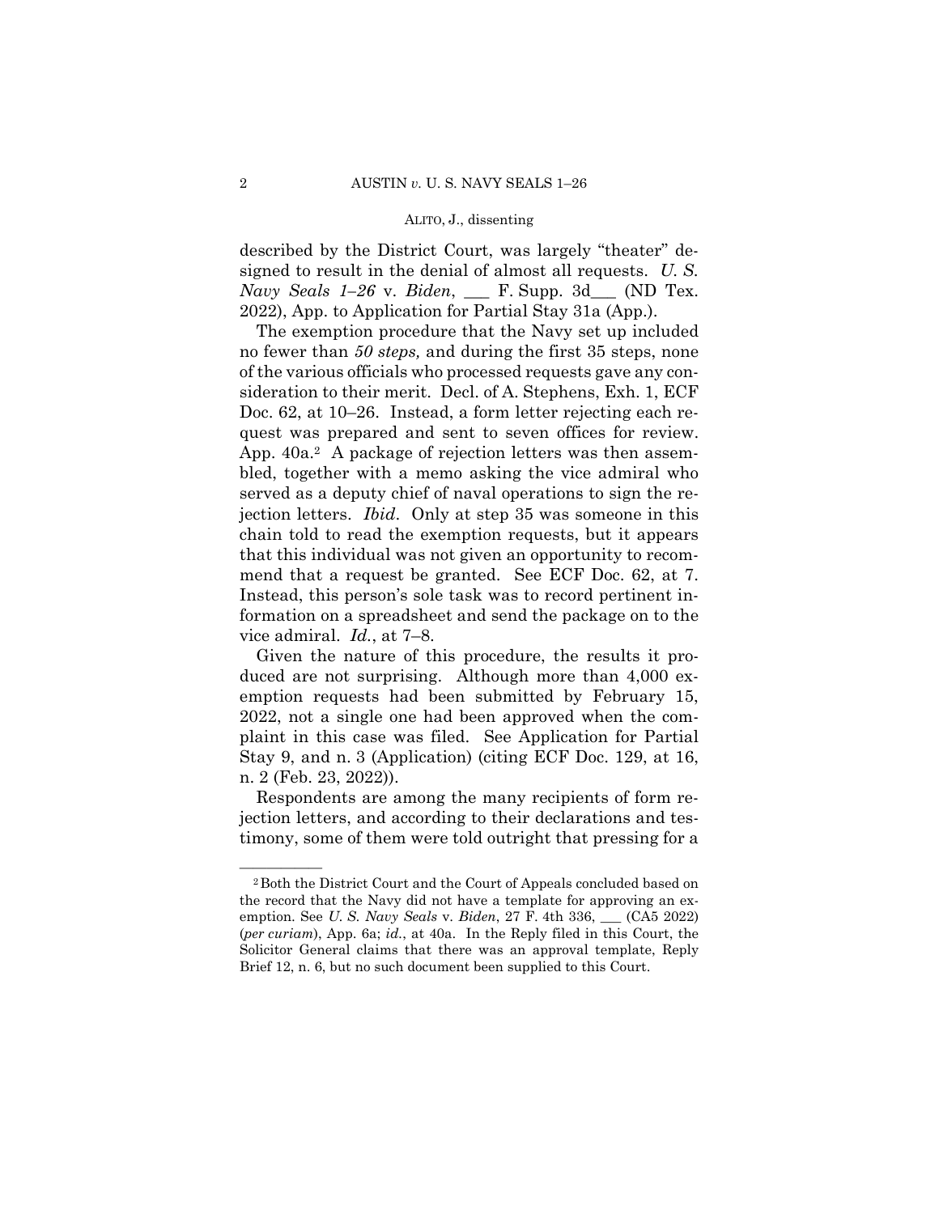described by the District Court, was largely "theater" designed to result in the denial of almost all requests. *U. S. Navy Seals 1–26* v. *Biden*, ___ F. Supp. 3d___ (ND Tex. 2022), App. to Application for Partial Stay 31a (App.).

The exemption procedure that the Navy set up included no fewer than *50 steps,* and during the first 35 steps, none of the various officials who processed requests gave any consideration to their merit. Decl. of A. Stephens, Exh. 1, ECF Doc. 62, at 10–26. Instead, a form letter rejecting each request was prepared and sent to seven offices for review. App. 40a.[2] A package of rejection letters was then assembled, together with a memo asking the vice admiral who served as a deputy chief of naval operations to sign the rejection letters. *Ibid*. Only at step 35 was someone in this chain told to read the exemption requests, but it appears that this individual was not given an opportunity to recommend that a request be granted. See ECF Doc. 62, at 7. Instead, this person's sole task was to record pertinent information on a spreadsheet and send the package on to the vice admiral. *Id.*, at 7–8.

Given the nature of this procedure, the results it produced are not surprising. Although more than 4,000 exemption requests had been submitted by February 15, 2022, not a single one had been approved when the complaint in this case was filed. See Application for Partial Stay 9, and n. 3 (Application) (citing ECF Doc. 129, at 16, n. 2 (Feb. 23, 2022)).

Respondents are among the many recipients of form rejection letters, and according to their declarations and testimony, some of them were told outright that pressing for a

---

[2] Both the District Court and the Court of Appeals concluded based on the record that the Navy did not have a template for approving an exemption. See *U. S. Navy Seals* v. *Biden*, 27 F. 4th 336, ___ (CA5 2022) (*per curiam*), App. 6a; *id.*, at 40a. In the Reply filed in this Court, the Solicitor General claims that there was an approval template, Reply Brief 12, n. 6, but no such document been supplied to this Court.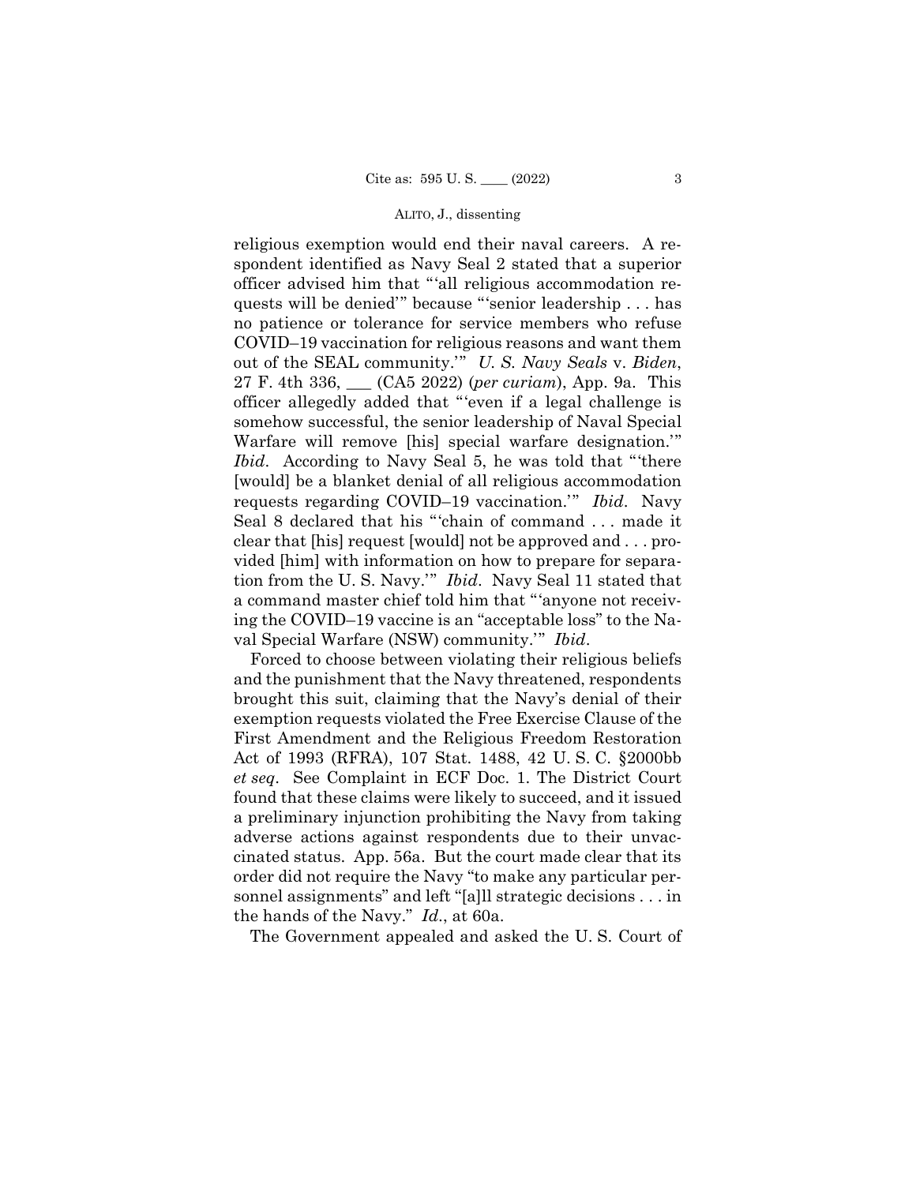religious exemption would end their naval careers. A respondent identified as Navy Seal 2 stated that a superior officer advised him that "'all religious accommodation requests will be denied'" because "'senior leadership . . . has no patience or tolerance for service members who refuse COVID–19 vaccination for religious reasons and want them out of the SEAL community.'" *U. S. Navy Seals* v. *Biden*, 27 F. 4th 336, ___ (CA5 2022) (*per curiam*), App. 9a. This officer allegedly added that "'even if a legal challenge is somehow successful, the senior leadership of Naval Special Warfare will remove [his] special warfare designation.'" *Ibid*. According to Navy Seal 5, he was told that "'there [would] be a blanket denial of all religious accommodation requests regarding COVID–19 vaccination.'" *Ibid*. Navy Seal 8 declared that his "'chain of command . . . made it clear that [his] request [would] not be approved and . . . provided [him] with information on how to prepare for separation from the U. S. Navy.'" *Ibid*. Navy Seal 11 stated that a command master chief told him that "'anyone not receiving the COVID–19 vaccine is an "acceptable loss" to the Naval Special Warfare (NSW) community.'" *Ibid*.

Forced to choose between violating their religious beliefs and the punishment that the Navy threatened, respondents brought this suit, claiming that the Navy's denial of their exemption requests violated the Free Exercise Clause of the First Amendment and the Religious Freedom Restoration Act of 1993 (RFRA), 107 Stat. 1488, 42 U. S. C. §2000bb *et seq*. See Complaint in ECF Doc. 1. The District Court found that these claims were likely to succeed, and it issued a preliminary injunction prohibiting the Navy from taking adverse actions against respondents due to their unvaccinated status. App. 56a. But the court made clear that its order did not require the Navy "to make any particular personnel assignments" and left "[a]ll strategic decisions . . . in the hands of the Navy." *Id*., at 60a.

The Government appealed and asked the U. S. Court of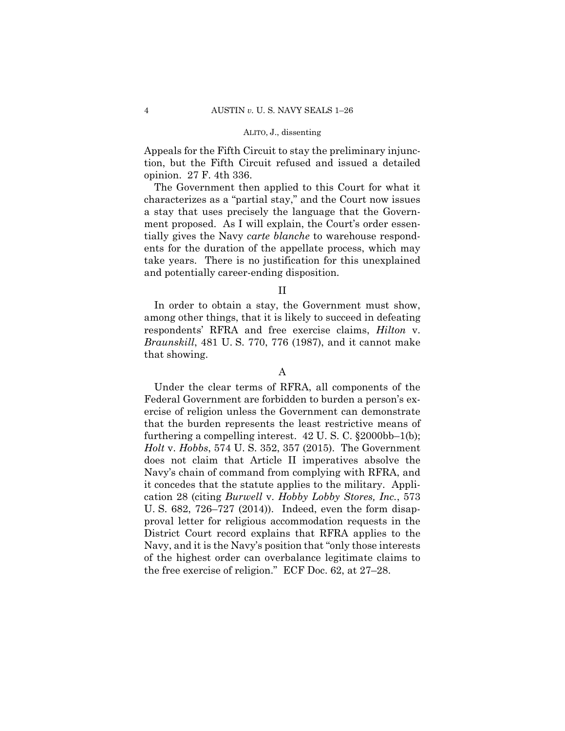Appeals for the Fifth Circuit to stay the preliminary injunction, but the Fifth Circuit refused and issued a detailed opinion. 27 F. 4th 336.

The Government then applied to this Court for what it characterizes as a "partial stay," and the Court now issues a stay that uses precisely the language that the Government proposed. As I will explain, the Court's order essentially gives the Navy *carte blanche* to warehouse respondents for the duration of the appellate process, which may take years. There is no justification for this unexplained and potentially career-ending disposition.

## II

In order to obtain a stay, the Government must show, among other things, that it is likely to succeed in defeating respondents' RFRA and free exercise claims, *Hilton* v. *Braunskill*, 481 U. S. 770, 776 (1987), and it cannot make that showing.

### A

Under the clear terms of RFRA, all components of the Federal Government are forbidden to burden a person's exercise of religion unless the Government can demonstrate that the burden represents the least restrictive means of furthering a compelling interest. 42 U. S. C. §2000bb–1(b); *Holt* v. *Hobbs*, 574 U. S. 352, 357 (2015). The Government does not claim that Article II imperatives absolve the Navy's chain of command from complying with RFRA, and it concedes that the statute applies to the military. Application 28 (citing *Burwell* v. *Hobby Lobby Stores, Inc.*, 573 U. S. 682, 726–727 (2014)). Indeed, even the form disapproval letter for religious accommodation requests in the District Court record explains that RFRA applies to the Navy, and it is the Navy's position that "only those interests of the highest order can overbalance legitimate claims to the free exercise of religion." ECF Doc. 62, at 27–28.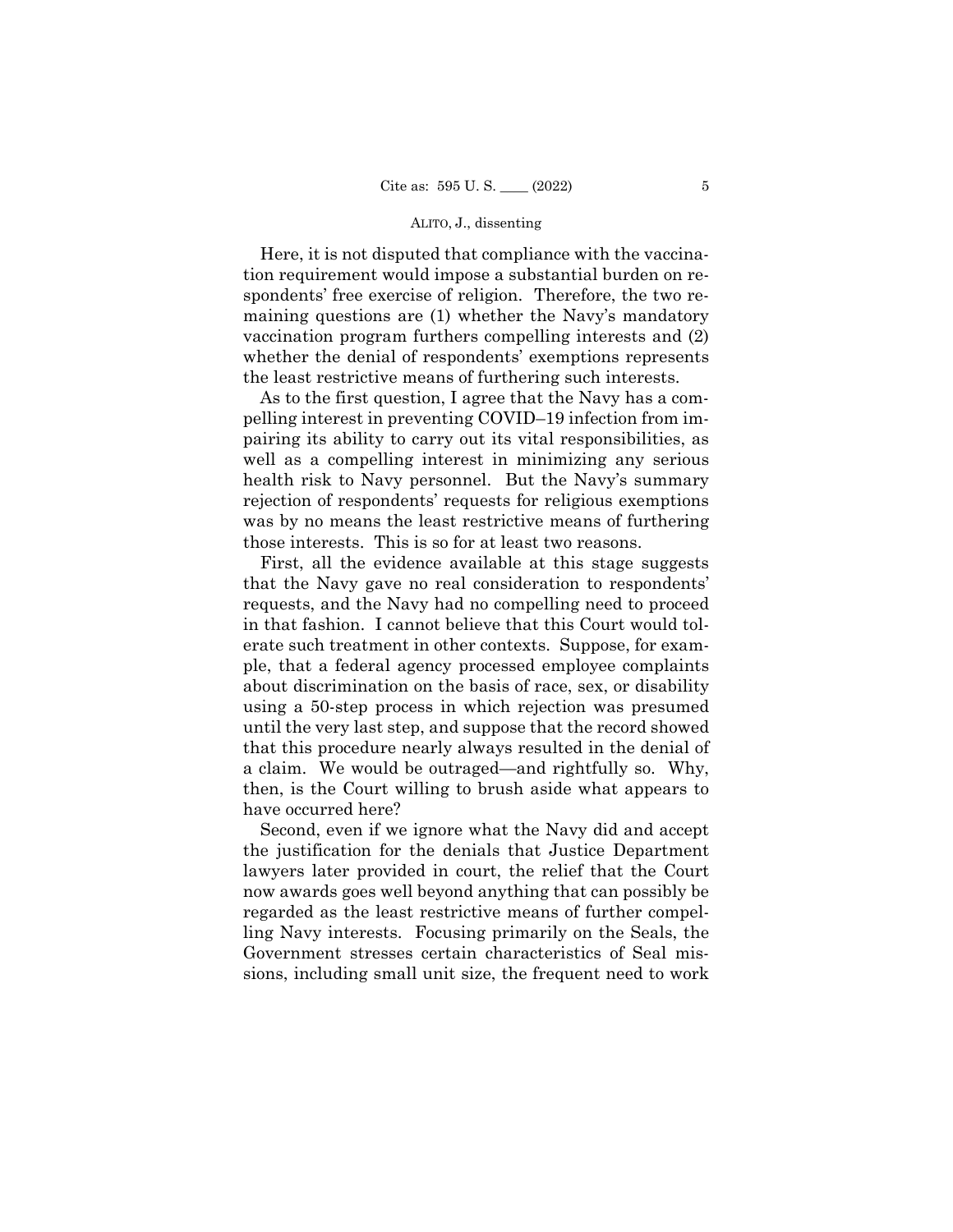Here, it is not disputed that compliance with the vaccination requirement would impose a substantial burden on respondents' free exercise of religion. Therefore, the two remaining questions are (1) whether the Navy's mandatory vaccination program furthers compelling interests and (2) whether the denial of respondents' exemptions represents the least restrictive means of furthering such interests.

As to the first question, I agree that the Navy has a compelling interest in preventing COVID–19 infection from impairing its ability to carry out its vital responsibilities, as well as a compelling interest in minimizing any serious health risk to Navy personnel. But the Navy's summary rejection of respondents' requests for religious exemptions was by no means the least restrictive means of furthering those interests. This is so for at least two reasons.

First, all the evidence available at this stage suggests that the Navy gave no real consideration to respondents' requests, and the Navy had no compelling need to proceed in that fashion. I cannot believe that this Court would tolerate such treatment in other contexts. Suppose, for example, that a federal agency processed employee complaints about discrimination on the basis of race, sex, or disability using a 50-step process in which rejection was presumed until the very last step, and suppose that the record showed that this procedure nearly always resulted in the denial of a claim. We would be outraged—and rightfully so. Why, then, is the Court willing to brush aside what appears to have occurred here?

Second, even if we ignore what the Navy did and accept the justification for the denials that Justice Department lawyers later provided in court, the relief that the Court now awards goes well beyond anything that can possibly be regarded as the least restrictive means of further compelling Navy interests. Focusing primarily on the Seals, the Government stresses certain characteristics of Seal missions, including small unit size, the frequent need to work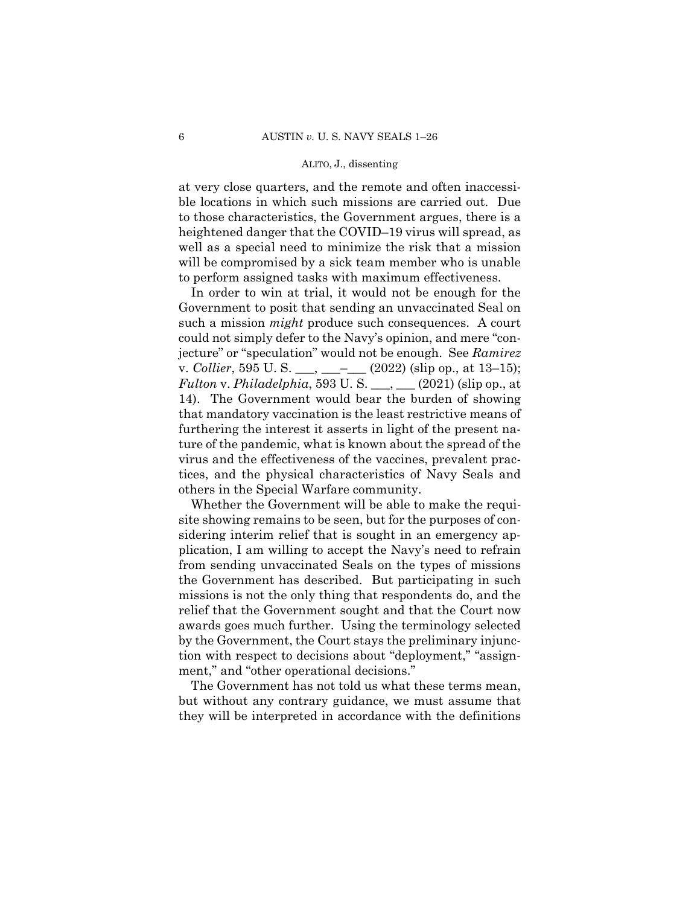at very close quarters, and the remote and often inaccessible locations in which such missions are carried out. Due to those characteristics, the Government argues, there is a heightened danger that the COVID–19 virus will spread, as well as a special need to minimize the risk that a mission will be compromised by a sick team member who is unable to perform assigned tasks with maximum effectiveness.

In order to win at trial, it would not be enough for the Government to posit that sending an unvaccinated Seal on such a mission *might* produce such consequences. A court could not simply defer to the Navy's opinion, and mere "conjecture" or "speculation" would not be enough. See *Ramirez* v. *Collier*, 595 U. S. ___, ___–___ (2022) (slip op., at 13–15); *Fulton* v. *Philadelphia*, 593 U. S. ___, ___ (2021) (slip op., at 14). The Government would bear the burden of showing that mandatory vaccination is the least restrictive means of furthering the interest it asserts in light of the present nature of the pandemic, what is known about the spread of the virus and the effectiveness of the vaccines, prevalent practices, and the physical characteristics of Navy Seals and others in the Special Warfare community.

Whether the Government will be able to make the requisite showing remains to be seen, but for the purposes of considering interim relief that is sought in an emergency application, I am willing to accept the Navy's need to refrain from sending unvaccinated Seals on the types of missions the Government has described. But participating in such missions is not the only thing that respondents do, and the relief that the Government sought and that the Court now awards goes much further. Using the terminology selected by the Government, the Court stays the preliminary injunction with respect to decisions about "deployment," "assignment," and "other operational decisions."

The Government has not told us what these terms mean, but without any contrary guidance, we must assume that they will be interpreted in accordance with the definitions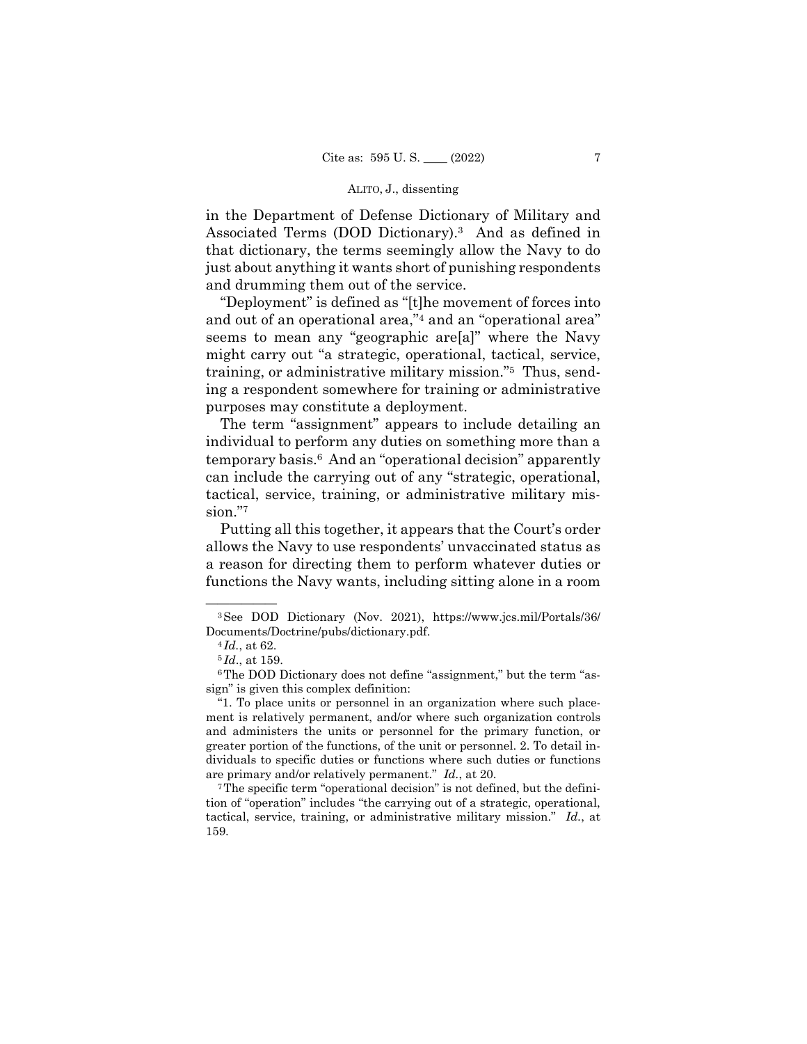in the Department of Defense Dictionary of Military and Associated Terms (DOD Dictionary).[3] And as defined in that dictionary, the terms seemingly allow the Navy to do just about anything it wants short of punishing respondents and drumming them out of the service.

"Deployment" is defined as "[t]he movement of forces into and out of an operational area,"[4] and an "operational area" seems to mean any "geographic are[a]" where the Navy might carry out "a strategic, operational, tactical, service, training, or administrative military mission."[5] Thus, sending a respondent somewhere for training or administrative purposes may constitute a deployment.

The term "assignment" appears to include detailing an individual to perform any duties on something more than a temporary basis.[6] And an "operational decision" apparently can include the carrying out of any "strategic, operational, tactical, service, training, or administrative military mission."[7]

Putting all this together, it appears that the Court's order allows the Navy to use respondents' unvaccinated status as a reason for directing them to perform whatever duties or functions the Navy wants, including sitting alone in a room

---

[3] See DOD Dictionary (Nov. 2021), https://www.jcs.mil/Portals/36/Documents/Doctrine/pubs/dictionary.pdf.

[4] *Id.*, at 62.

[5] *Id.*, at 159.

[6] The DOD Dictionary does not define "assignment," but the term "assign" is given this complex definition:

"1. To place units or personnel in an organization where such placement is relatively permanent, and/or where such organization controls and administers the units or personnel for the primary function, or greater portion of the functions, of the unit or personnel. 2. To detail individuals to specific duties or functions where such duties or functions are primary and/or relatively permanent." *Id.*, at 20.

[7] The specific term "operational decision" is not defined, but the definition of "operation" includes "the carrying out of a strategic, operational, tactical, service, training, or administrative military mission." *Id.*, at 159.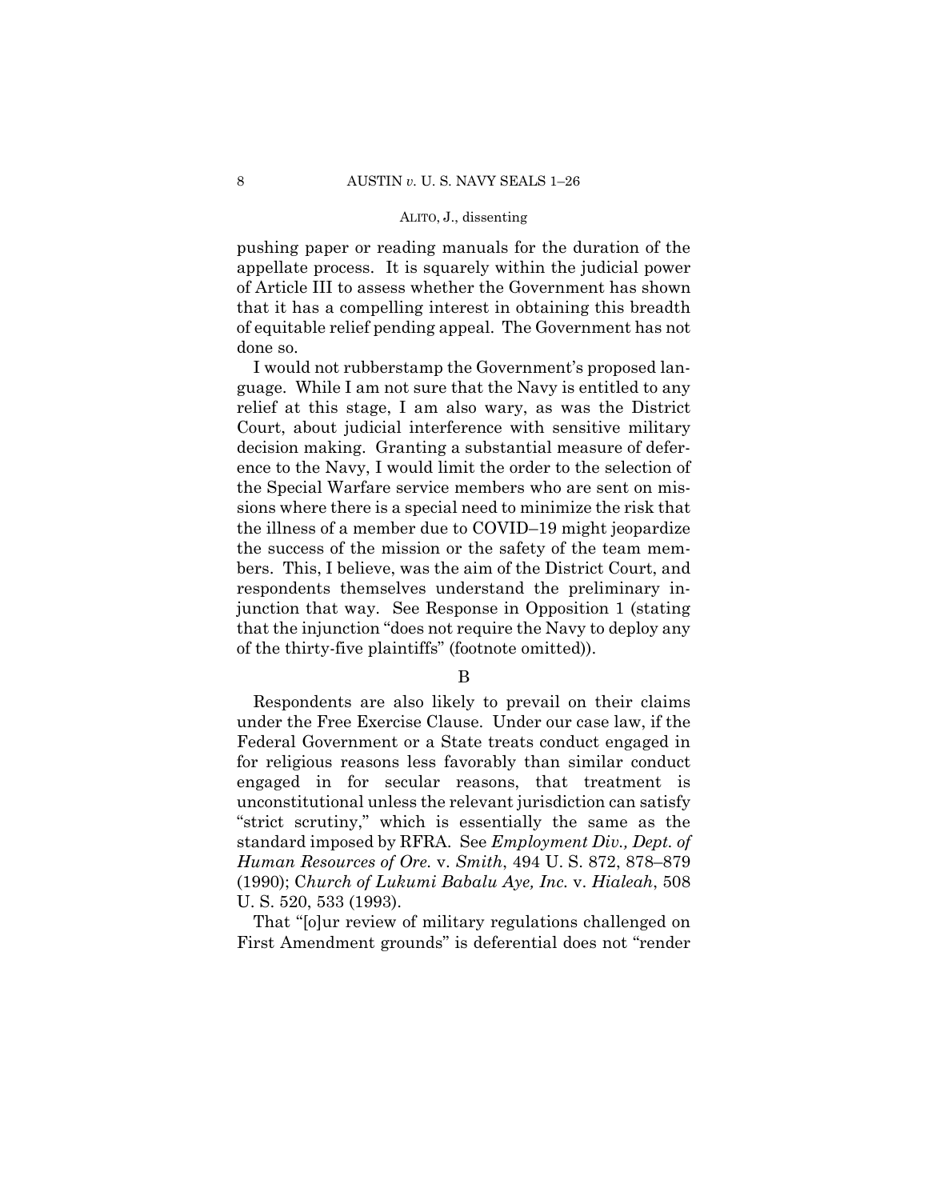pushing paper or reading manuals for the duration of the appellate process. It is squarely within the judicial power of Article III to assess whether the Government has shown that it has a compelling interest in obtaining this breadth of equitable relief pending appeal. The Government has not done so.

I would not rubberstamp the Government's proposed language. While I am not sure that the Navy is entitled to any relief at this stage, I am also wary, as was the District Court, about judicial interference with sensitive military decision making. Granting a substantial measure of deference to the Navy, I would limit the order to the selection of the Special Warfare service members who are sent on missions where there is a special need to minimize the risk that the illness of a member due to COVID–19 might jeopardize the success of the mission or the safety of the team members. This, I believe, was the aim of the District Court, and respondents themselves understand the preliminary injunction that way. See Response in Opposition 1 (stating that the injunction "does not require the Navy to deploy any of the thirty-five plaintiffs" (footnote omitted)).

B

Respondents are also likely to prevail on their claims under the Free Exercise Clause. Under our case law, if the Federal Government or a State treats conduct engaged in for religious reasons less favorably than similar conduct engaged in for secular reasons, that treatment is unconstitutional unless the relevant jurisdiction can satisfy "strict scrutiny," which is essentially the same as the standard imposed by RFRA. See *Employment Div., Dept. of Human Resources of Ore.* v. *Smith*, 494 U. S. 872, 878–879 (1990); *Church of Lukumi Babalu Aye, Inc.* v. *Hialeah*, 508 U. S. 520, 533 (1993).

That "[o]ur review of military regulations challenged on First Amendment grounds" is deferential does not "render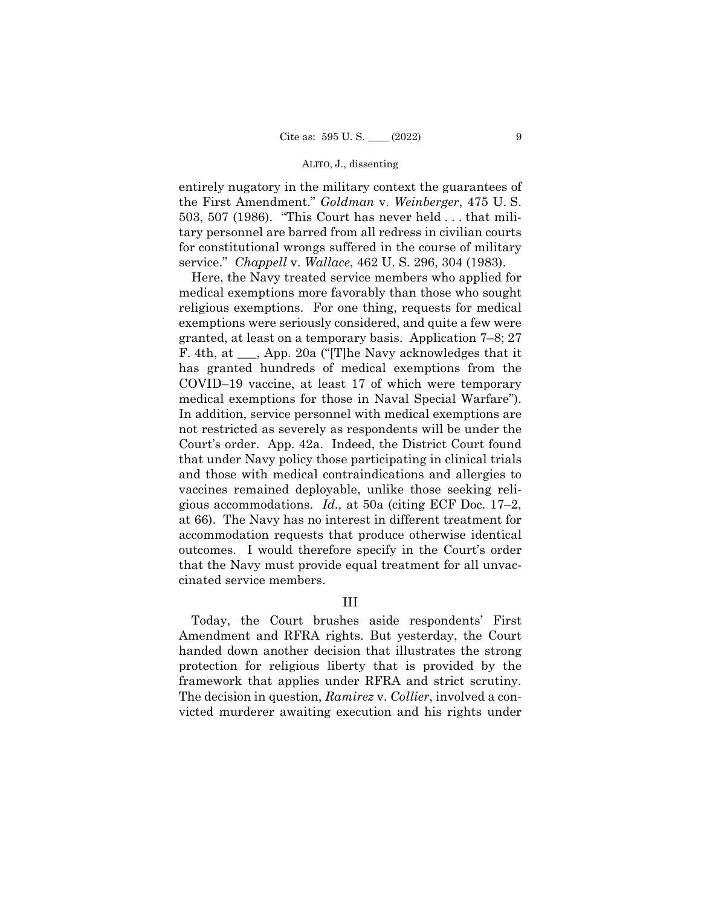entirely nugatory in the military context the guarantees of the First Amendment." *Goldman* v. *Weinberger*, 475 U. S. 503, 507 (1986). "This Court has never held . . . that military personnel are barred from all redress in civilian courts for constitutional wrongs suffered in the course of military service." *Chappell* v. *Wallace*, 462 U. S. 296, 304 (1983).

Here, the Navy treated service members who applied for medical exemptions more favorably than those who sought religious exemptions. For one thing, requests for medical exemptions were seriously considered, and quite a few were granted, at least on a temporary basis. Application 7–8; 27 F. 4th, at \_\_\_, App. 20a ("[T]he Navy acknowledges that it has granted hundreds of medical exemptions from the COVID–19 vaccine, at least 17 of which were temporary medical exemptions for those in Naval Special Warfare"). In addition, service personnel with medical exemptions are not restricted as severely as respondents will be under the Court's order. App. 42a. Indeed, the District Court found that under Navy policy those participating in clinical trials and those with medical contraindications and allergies to vaccines remained deployable, unlike those seeking religious accommodations. *Id.,* at 50a (citing ECF Doc. 17–2, at 66). The Navy has no interest in different treatment for accommodation requests that produce otherwise identical outcomes. I would therefore specify in the Court's order that the Navy must provide equal treatment for all unvaccinated service members.

## III

Today, the Court brushes aside respondents' First Amendment and RFRA rights. But yesterday, the Court handed down another decision that illustrates the strong protection for religious liberty that is provided by the framework that applies under RFRA and strict scrutiny. The decision in question, *Ramirez* v. *Collier*, involved a convicted murderer awaiting execution and his rights under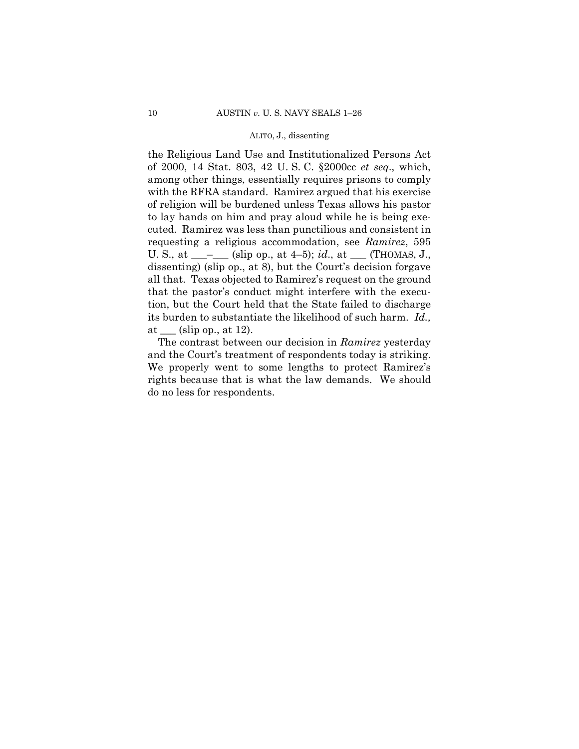the Religious Land Use and Institutionalized Persons Act of 2000, 14 Stat. 803, 42 U. S. C. §2000cc *et seq*., which, among other things, essentially requires prisons to comply with the RFRA standard. Ramirez argued that his exercise of religion will be burdened unless Texas allows his pastor to lay hands on him and pray aloud while he is being executed. Ramirez was less than punctilious and consistent in requesting a religious accommodation, see *Ramirez*, 595 U. S., at ___–___ (slip op., at 4–5); *id*., at ___ (THOMAS, J., dissenting) (slip op., at 8), but the Court's decision forgave all that. Texas objected to Ramirez's request on the ground that the pastor's conduct might interfere with the execution, but the Court held that the State failed to discharge its burden to substantiate the likelihood of such harm. *Id.,* at ___ (slip op., at 12).

The contrast between our decision in *Ramirez* yesterday and the Court's treatment of respondents today is striking. We properly went to some lengths to protect Ramirez's rights because that is what the law demands. We should do no less for respondents.